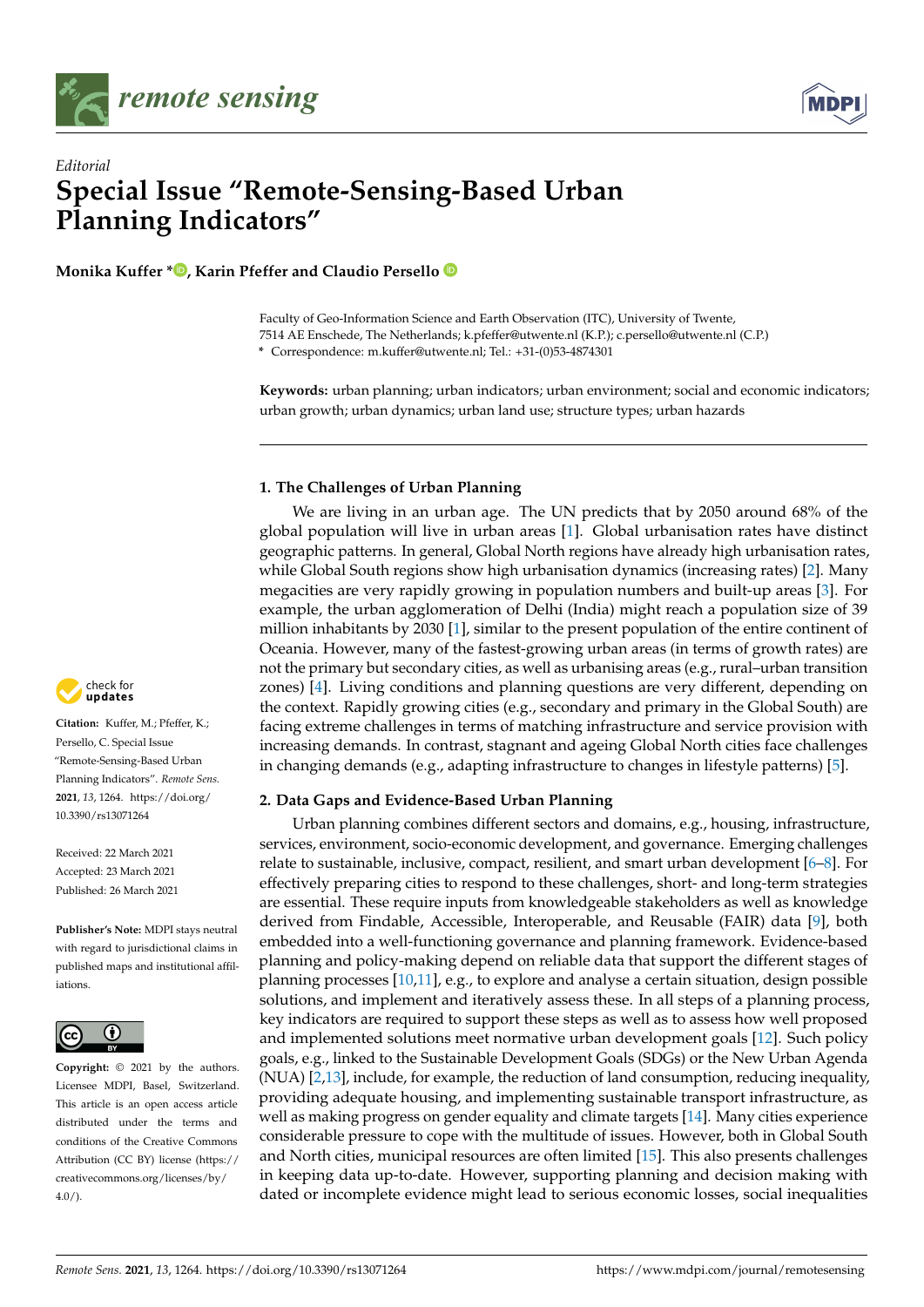*Editorial*

# Special Issue "Remote-Sensing-Based Urban Planning Indicators"

**Monika Kuffer \*, Karin Pfeffer and Claudio Persello**

Faculty of Geo-Information Science and Earth Observation (ITC), University of Twente, 7514 AE Enschede, The Netherlands; k.pfeffer@utwente.nl (K.P.); c.persello@utwente.nl (C.P.)
\* Correspondence: m.kuffer@utwente.nl; Tel.: +31-(0)53-4874301

**Keywords:** urban planning; urban indicators; urban environment; social and economic indicators; urban growth; urban dynamics; urban land use; structure types; urban hazards

**Citation:** Kuffer, M.; Pfeffer, K.; Persello, C. Special Issue "Remote-Sensing-Based Urban Planning Indicators". *Remote Sens.* **2021**, *13*, 1264. https://doi.org/10.3390/rs13071264

Received: 22 March 2021
Accepted: 23 March 2021
Published: 26 March 2021

**Publisher's Note:** MDPI stays neutral with regard to jurisdictional claims in published maps and institutional affiliations.

**Copyright:** © 2021 by the authors. Licensee MDPI, Basel, Switzerland. This article is an open access article distributed under the terms and conditions of the Creative Commons Attribution (CC BY) license (https://creativecommons.org/licenses/by/4.0/).

## 1. The Challenges of Urban Planning

We are living in an urban age. The UN predicts that by 2050 around 68% of the global population will live in urban areas [1]. Global urbanisation rates have distinct geographic patterns. In general, Global North regions have already high urbanisation rates, while Global South regions show high urbanisation dynamics (increasing rates) [2]. Many megacities are very rapidly growing in population numbers and built-up areas [3]. For example, the urban agglomeration of Delhi (India) might reach a population size of 39 million inhabitants by 2030 [1], similar to the present population of the entire continent of Oceania. However, many of the fastest-growing urban areas (in terms of growth rates) are not the primary but secondary cities, as well as urbanising areas (e.g., rural–urban transition zones) [4]. Living conditions and planning questions are very different, depending on the context. Rapidly growing cities (e.g., secondary and primary in the Global South) are facing extreme challenges in terms of matching infrastructure and service provision with increasing demands. In contrast, stagnant and ageing Global North cities face challenges in changing demands (e.g., adapting infrastructure to changes in lifestyle patterns) [5].

## 2. Data Gaps and Evidence-Based Urban Planning

Urban planning combines different sectors and domains, e.g., housing, infrastructure, services, environment, socio-economic development, and governance. Emerging challenges relate to sustainable, inclusive, compact, resilient, and smart urban development [6–8]. For effectively preparing cities to respond to these challenges, short- and long-term strategies are essential. These require inputs from knowledgeable stakeholders as well as knowledge derived from Findable, Accessible, Interoperable, and Reusable (FAIR) data [9], both embedded into a well-functioning governance and planning framework. Evidence-based planning and policy-making depend on reliable data that support the different stages of planning processes [10,11], e.g., to explore and analyse a certain situation, design possible solutions, and implement and iteratively assess these. In all steps of a planning process, key indicators are required to support these steps as well as to assess how well proposed and implemented solutions meet normative urban development goals [12]. Such policy goals, e.g., linked to the Sustainable Development Goals (SDGs) or the New Urban Agenda (NUA) [2,13], include, for example, the reduction of land consumption, reducing inequality, providing adequate housing, and implementing sustainable transport infrastructure, as well as making progress on gender equality and climate targets [14]. Many cities experience considerable pressure to cope with the multitude of issues. However, both in Global South and North cities, municipal resources are often limited [15]. This also presents challenges in keeping data up-to-date. However, supporting planning and decision making with dated or incomplete evidence might lead to serious economic losses, social inequalities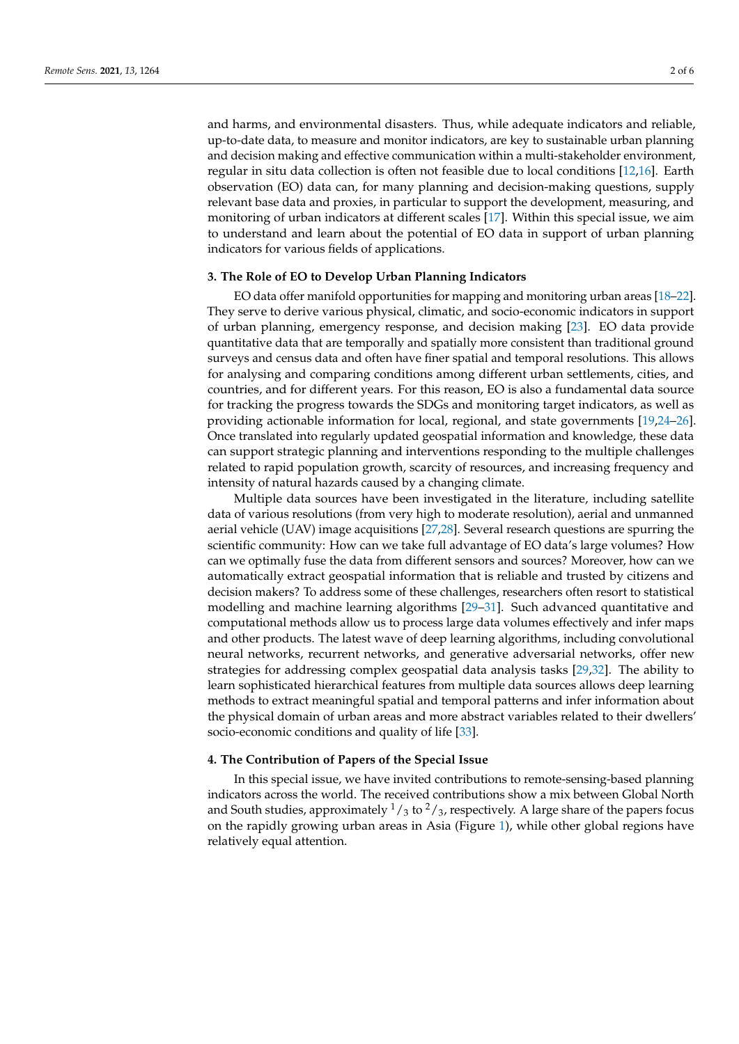and harms, and environmental disasters. Thus, while adequate indicators and reliable, up-to-date data, to measure and monitor indicators, are key to sustainable urban planning and decision making and effective communication within a multi-stakeholder environment, regular in situ data collection is often not feasible due to local conditions [12,16]. Earth observation (EO) data can, for many planning and decision-making questions, supply relevant base data and proxies, in particular to support the development, measuring, and monitoring of urban indicators at different scales [17]. Within this special issue, we aim to understand and learn about the potential of EO data in support of urban planning indicators for various fields of applications.

## 3. The Role of EO to Develop Urban Planning Indicators

EO data offer manifold opportunities for mapping and monitoring urban areas [18–22]. They serve to derive various physical, climatic, and socio-economic indicators in support of urban planning, emergency response, and decision making [23]. EO data provide quantitative data that are temporally and spatially more consistent than traditional ground surveys and census data and often have finer spatial and temporal resolutions. This allows for analysing and comparing conditions among different urban settlements, cities, and countries, and for different years. For this reason, EO is also a fundamental data source for tracking the progress towards the SDGs and monitoring target indicators, as well as providing actionable information for local, regional, and state governments [19,24–26]. Once translated into regularly updated geospatial information and knowledge, these data can support strategic planning and interventions responding to the multiple challenges related to rapid population growth, scarcity of resources, and increasing frequency and intensity of natural hazards caused by a changing climate.

Multiple data sources have been investigated in the literature, including satellite data of various resolutions (from very high to moderate resolution), aerial and unmanned aerial vehicle (UAV) image acquisitions [27,28]. Several research questions are spurring the scientific community: How can we take full advantage of EO data's large volumes? How can we optimally fuse the data from different sensors and sources? Moreover, how can we automatically extract geospatial information that is reliable and trusted by citizens and decision makers? To address some of these challenges, researchers often resort to statistical modelling and machine learning algorithms [29–31]. Such advanced quantitative and computational methods allow us to process large data volumes effectively and infer maps and other products. The latest wave of deep learning algorithms, including convolutional neural networks, recurrent networks, and generative adversarial networks, offer new strategies for addressing complex geospatial data analysis tasks [29,32]. The ability to learn sophisticated hierarchical features from multiple data sources allows deep learning methods to extract meaningful spatial and temporal patterns and infer information about the physical domain of urban areas and more abstract variables related to their dwellers' socio-economic conditions and quality of life [33].

## 4. The Contribution of Papers of the Special Issue

In this special issue, we have invited contributions to remote-sensing-based planning indicators across the world. The received contributions show a mix between Global North and South studies, approximately $^{1}/_{3}$ to $^{2}/_{3}$, respectively. A large share of the papers focus on the rapidly growing urban areas in Asia (Figure 1), while other global regions have relatively equal attention.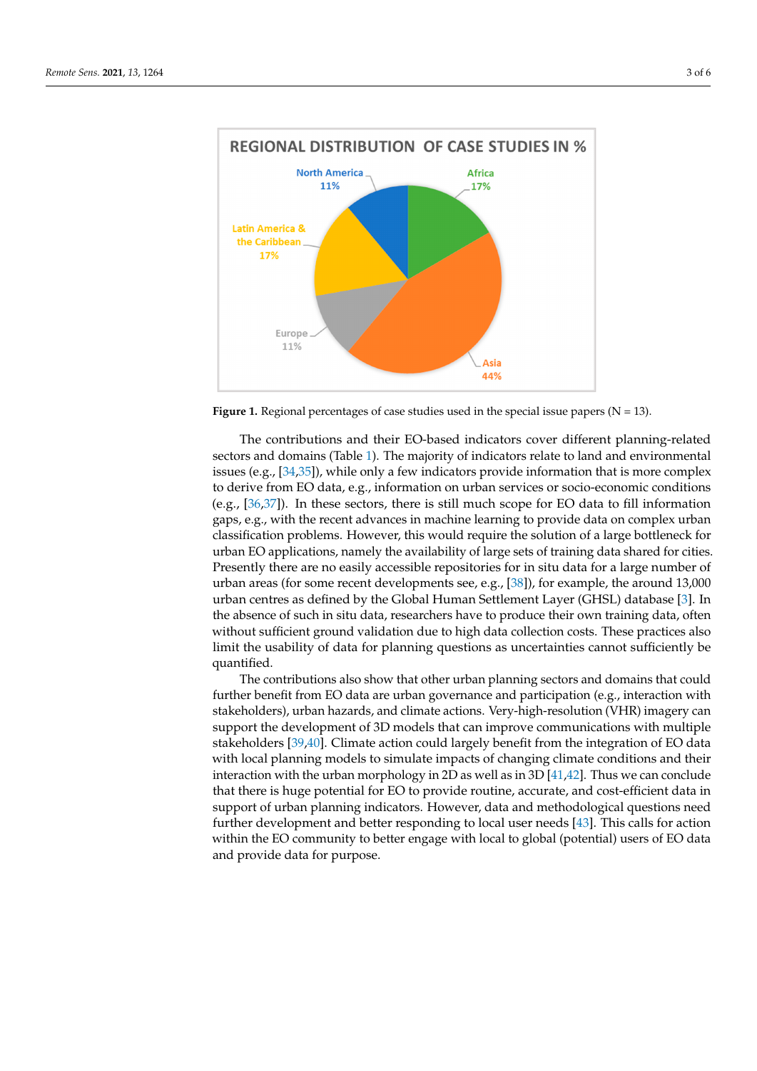**Figure 1.** Regional percentages of case studies used in the special issue papers (N = 13).

The contributions and their EO-based indicators cover different planning-related sectors and domains (Table 1). The majority of indicators relate to land and environmental issues (e.g., [34,35]), while only a few indicators provide information that is more complex to derive from EO data, e.g., information on urban services or socio-economic conditions (e.g., [36,37]). In these sectors, there is still much scope for EO data to fill information gaps, e.g., with the recent advances in machine learning to provide data on complex urban classification problems. However, this would require the solution of a large bottleneck for urban EO applications, namely the availability of large sets of training data shared for cities. Presently there are no easily accessible repositories for in situ data for a large number of urban areas (for some recent developments see, e.g., [38]), for example, the around 13,000 urban centres as defined by the Global Human Settlement Layer (GHSL) database [3]. In the absence of such in situ data, researchers have to produce their own training data, often without sufficient ground validation due to high data collection costs. These practices also limit the usability of data for planning questions as uncertainties cannot sufficiently be quantified.

The contributions also show that other urban planning sectors and domains that could further benefit from EO data are urban governance and participation (e.g., interaction with stakeholders), urban hazards, and climate actions. Very-high-resolution (VHR) imagery can support the development of 3D models that can improve communications with multiple stakeholders [39,40]. Climate action could largely benefit from the integration of EO data with local planning models to simulate impacts of changing climate conditions and their interaction with the urban morphology in 2D as well as in 3D [41,42]. Thus we can conclude that there is huge potential for EO to provide routine, accurate, and cost-efficient data in support of urban planning indicators. However, data and methodological questions need further development and better responding to local user needs [43]. This calls for action within the EO community to better engage with local to global (potential) users of EO data and provide data for purpose.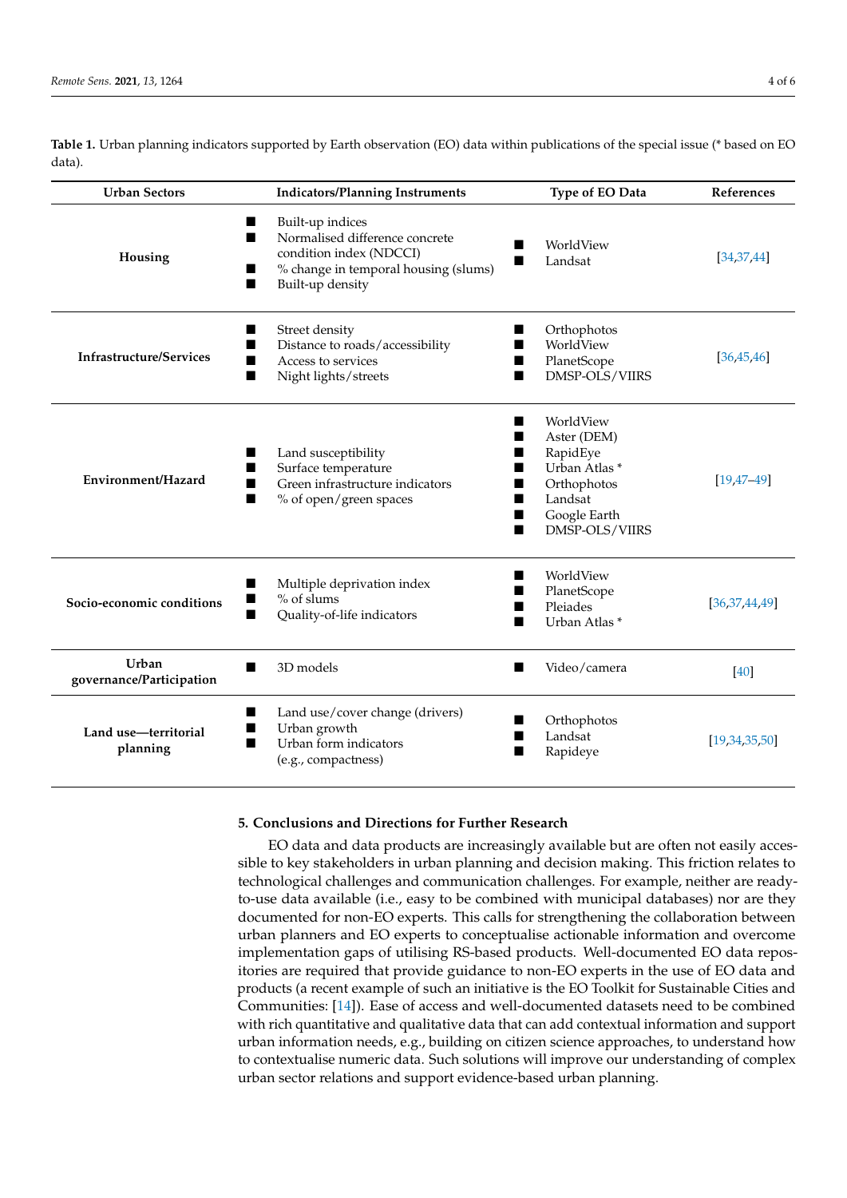**Table 1.** Urban planning indicators supported by Earth observation (EO) data within publications of the special issue (* based on EO data).

| Urban Sectors | Indicators/Planning Instruments | Type of EO Data | References |
| --- | --- | --- | --- |
| **Housing** | ■ Built-up indices<br>■ Normalised difference concrete condition index (NDCCI)<br>■ % change in temporal housing (slums)<br>■ Built-up density | ■ WorldView<br>■ Landsat | [34,37,44] |
| **Infrastructure/Services** | ■ Street density<br>■ Distance to roads/accessibility<br>■ Access to services<br>■ Night lights/streets | ■ Orthophotos<br>■ WorldView<br>■ PlanetScope<br>■ DMSP-OLS/VIIRS | [36,45,46] |
| **Environment/Hazard** | ■ Land susceptibility<br>■ Surface temperature<br>■ Green infrastructure indicators<br>■ % of open/green spaces | ■ WorldView<br>■ Aster (DEM)<br>■ RapidEye<br>■ Urban Atlas *<br>■ Orthophotos<br>■ Landsat<br>■ Google Earth<br>■ DMSP-OLS/VIIRS | [19,47–49] |
| **Socio-economic conditions** | ■ Multiple deprivation index<br>■ % of slums<br>■ Quality-of-life indicators | ■ WorldView<br>■ PlanetScope<br>■ Pleiades<br>■ Urban Atlas * | [36,37,44,49] |
| **Urban governance/Participation** | ■ 3D models | ■ Video/camera | [40] |
| **Land use—territorial planning** | ■ Land use/cover change (drivers)<br>■ Urban growth<br>■ Urban form indicators (e.g., compactness) | ■ Orthophotos<br>■ Landsat<br>■ Rapideye | [19,34,35,50] |

## 5. Conclusions and Directions for Further Research

EO data and data products are increasingly available but are often not easily accessible to key stakeholders in urban planning and decision making. This friction relates to technological challenges and communication challenges. For example, neither are ready-to-use data available (i.e., easy to be combined with municipal databases) nor are they documented for non-EO experts. This calls for strengthening the collaboration between urban planners and EO experts to conceptualise actionable information and overcome implementation gaps of utilising RS-based products. Well-documented EO data repositories are required that provide guidance to non-EO experts in the use of EO data and products (a recent example of such an initiative is the EO Toolkit for Sustainable Cities and Communities: [14]). Ease of access and well-documented datasets need to be combined with rich quantitative and qualitative data that can add contextual information and support urban information needs, e.g., building on citizen science approaches, to understand how to contextualise numeric data. Such solutions will improve our understanding of complex urban sector relations and support evidence-based urban planning.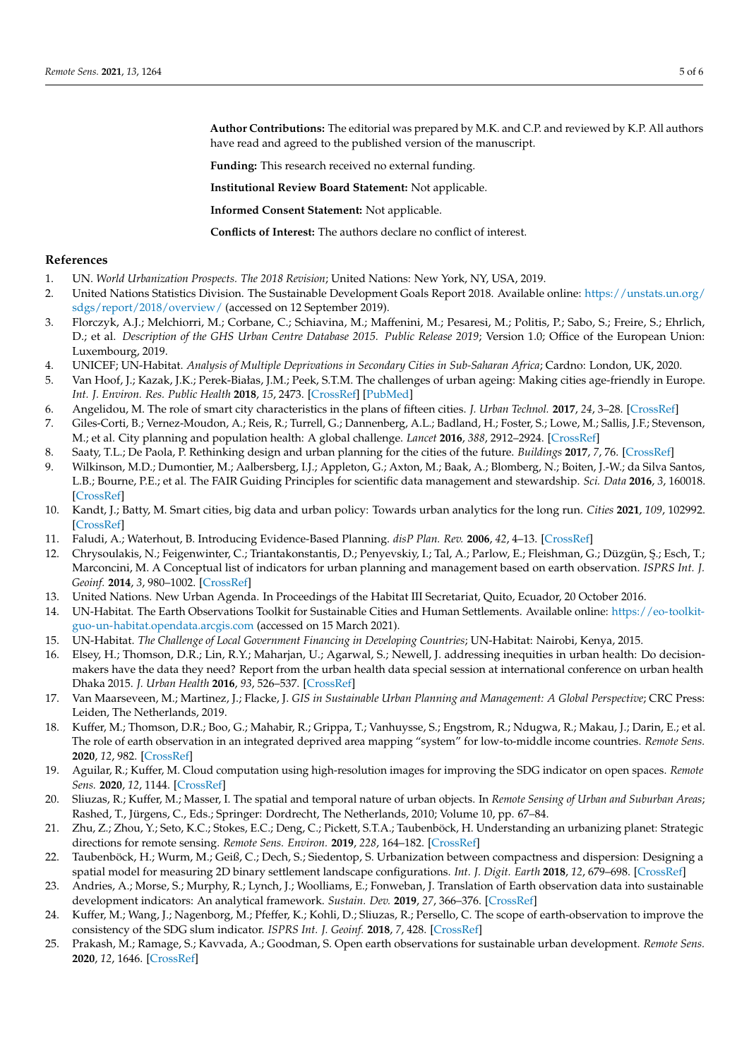**Author Contributions:** The editorial was prepared by M.K. and C.P. and reviewed by K.P. All authors have read and agreed to the published version of the manuscript.

**Funding:** This research received no external funding.

**Institutional Review Board Statement:** Not applicable.

**Informed Consent Statement:** Not applicable.

**Conflicts of Interest:** The authors declare no conflict of interest.

## References

1. UN. *World Urbanization Prospects. The 2018 Revision*; United Nations: New York, NY, USA, 2019.
2. United Nations Statistics Division. The Sustainable Development Goals Report 2018. Available online: https://unstats.un.org/sdgs/report/2018/overview/ (accessed on 12 September 2019).
3. Florczyk, A.J.; Melchiorri, M.; Corbane, C.; Schiavina, M.; Maffenini, M.; Pesaresi, M.; Politis, P.; Sabo, S.; Freire, S.; Ehrlich, D.; et al. *Description of the GHS Urban Centre Database 2015. Public Release 2019*; Version 1.0; Office of the European Union: Luxembourg, 2019.
4. UNICEF; UN-Habitat. *Analysis of Multiple Deprivations in Secondary Cities in Sub-Saharan Africa*; Cardno: London, UK, 2020.
5. Van Hoof, J.; Kazak, J.K.; Perek-Białas, J.M.; Peek, S.T.M. The challenges of urban ageing: Making cities age-friendly in Europe. *Int. J. Environ. Res. Public Health* **2018**, *15*, 2473. [CrossRef] [PubMed]
6. Angelidou, M. The role of smart city characteristics in the plans of fifteen cities. *J. Urban Technol.* **2017**, *24*, 3–28. [CrossRef]
7. Giles-Corti, B.; Vernez-Moudon, A.; Reis, R.; Turrell, G.; Dannenberg, A.L.; Badland, H.; Foster, S.; Lowe, M.; Sallis, J.F.; Stevenson, M.; et al. City planning and population health: A global challenge. *Lancet* **2016**, *388*, 2912–2924. [CrossRef]
8. Saaty, T.L.; De Paola, P. Rethinking design and urban planning for the cities of the future. *Buildings* **2017**, *7*, 76. [CrossRef]
9. Wilkinson, M.D.; Dumontier, M.; Aalbersberg, I.J.; Appleton, G.; Axton, M.; Baak, A.; Blomberg, N.; Boiten, J.-W.; da Silva Santos, L.B.; Bourne, P.E.; et al. The FAIR Guiding Principles for scientific data management and stewardship. *Sci. Data* **2016**, *3*, 160018. [CrossRef]
10. Kandt, J.; Batty, M. Smart cities, big data and urban policy: Towards urban analytics for the long run. *Cities* **2021**, *109*, 102992. [CrossRef]
11. Faludi, A.; Waterhout, B. Introducing Evidence-Based Planning. *disP Plan. Rev.* **2006**, *42*, 4–13. [CrossRef]
12. Chrysoulakis, N.; Feigenwinter, C.; Triantakonstantis, D.; Penyevskiy, I.; Tal, A.; Parlow, E.; Fleishman, G.; Düzgün, Ş.; Esch, T.; Marconcini, M. A Conceptual list of indicators for urban planning and management based on earth observation. *ISPRS Int. J. Geoinf.* **2014**, *3*, 980–1002. [CrossRef]
13. United Nations. New Urban Agenda. In Proceedings of the Habitat III Secretariat, Quito, Ecuador, 20 October 2016.
14. UN-Habitat. The Earth Observations Toolkit for Sustainable Cities and Human Settlements. Available online: https://eo-toolkit-guo-un-habitat.opendata.arcgis.com (accessed on 15 March 2021).
15. UN-Habitat. *The Challenge of Local Government Financing in Developing Countries*; UN-Habitat: Nairobi, Kenya, 2015.
16. Elsey, H.; Thomson, D.R.; Lin, R.Y.; Maharjan, U.; Agarwal, S.; Newell, J. addressing inequities in urban health: Do decision-makers have the data they need? Report from the urban health data special session at international conference on urban health Dhaka 2015. *J. Urban Health* **2016**, *93*, 526–537. [CrossRef]
17. Van Maarseveen, M.; Martinez, J.; Flacke, J. *GIS in Sustainable Urban Planning and Management: A Global Perspective*; CRC Press: Leiden, The Netherlands, 2019.
18. Kuffer, M.; Thomson, D.R.; Boo, G.; Mahabir, R.; Grippa, T.; Vanhuysse, S.; Engstrom, R.; Ndugwa, R.; Makau, J.; Darin, E.; et al. The role of earth observation in an integrated deprived area mapping "system" for low-to-middle income countries. *Remote Sens.* **2020**, *12*, 982. [CrossRef]
19. Aguilar, R.; Kuffer, M. Cloud computation using high-resolution images for improving the SDG indicator on open spaces. *Remote Sens.* **2020**, *12*, 1144. [CrossRef]
20. Sliuzas, R.; Kuffer, M.; Masser, I. The spatial and temporal nature of urban objects. In *Remote Sensing of Urban and Suburban Areas*; Rashed, T., Jürgens, C., Eds.; Springer: Dordrecht, The Netherlands, 2010; Volume 10, pp. 67–84.
21. Zhu, Z.; Zhou, Y.; Seto, K.C.; Stokes, E.C.; Deng, C.; Pickett, S.T.A.; Taubenböck, H. Understanding an urbanizing planet: Strategic directions for remote sensing. *Remote Sens. Environ.* **2019**, *228*, 164–182. [CrossRef]
22. Taubenböck, H.; Wurm, M.; Geiß, C.; Dech, S.; Siedentop, S. Urbanization between compactness and dispersion: Designing a spatial model for measuring 2D binary settlement landscape configurations. *Int. J. Digit. Earth* **2018**, *12*, 679–698. [CrossRef]
23. Andries, A.; Morse, S.; Murphy, R.; Lynch, J.; Woolliams, E.; Fonweban, J. Translation of Earth observation data into sustainable development indicators: An analytical framework. *Sustain. Dev.* **2019**, *27*, 366–376. [CrossRef]
24. Kuffer, M.; Wang, J.; Nagenborg, M.; Pfeffer, K.; Kohli, D.; Sliuzas, R.; Persello, C. The scope of earth-observation to improve the consistency of the SDG slum indicator. *ISPRS Int. J. Geoinf.* **2018**, *7*, 428. [CrossRef]
25. Prakash, M.; Ramage, S.; Kavvada, A.; Goodman, S. Open earth observations for sustainable urban development. *Remote Sens.* **2020**, *12*, 1646. [CrossRef]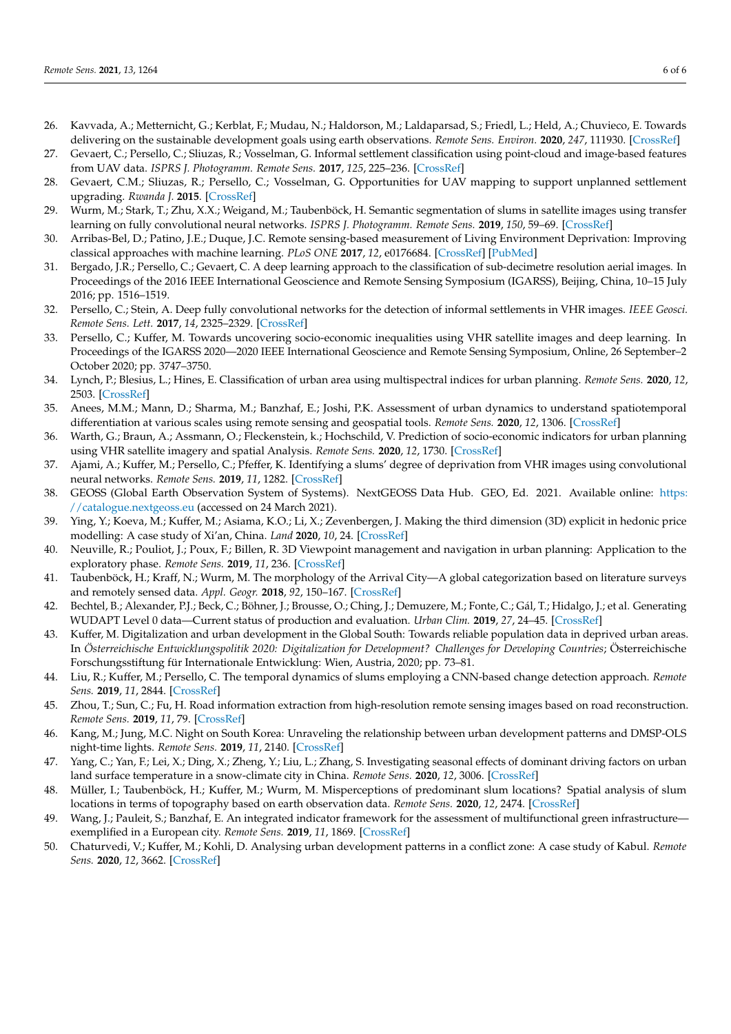26. Kavvada, A.; Metternicht, G.; Kerblat, F.; Mudau, N.; Haldorson, M.; Laldaparsad, S.; Friedl, L.; Held, A.; Chuvieco, E. Towards delivering on the sustainable development goals using earth observations. *Remote Sens. Environ.* **2020**, *247*, 111930. [CrossRef]
27. Gevaert, C.; Persello, C.; Sliuzas, R.; Vosselman, G. Informal settlement classification using point-cloud and image-based features from UAV data. *ISPRS J. Photogramm. Remote Sens.* **2017**, *125*, 225–236. [CrossRef]
28. Gevaert, C.M.; Sliuzas, R.; Persello, C.; Vosselman, G. Opportunities for UAV mapping to support unplanned settlement upgrading. *Rwanda J.* **2015**. [CrossRef]
29. Wurm, M.; Stark, T.; Zhu, X.X.; Weigand, M.; Taubenböck, H. Semantic segmentation of slums in satellite images using transfer learning on fully convolutional neural networks. *ISPRS J. Photogramm. Remote Sens.* **2019**, *150*, 59–69. [CrossRef]
30. Arribas-Bel, D.; Patino, J.E.; Duque, J.C. Remote sensing-based measurement of Living Environment Deprivation: Improving classical approaches with machine learning. *PLoS ONE* **2017**, *12*, e0176684. [CrossRef] [PubMed]
31. Bergado, J.R.; Persello, C.; Gevaert, C. A deep learning approach to the classification of sub-decimetre resolution aerial images. In Proceedings of the 2016 IEEE International Geoscience and Remote Sensing Symposium (IGARSS), Beijing, China, 10–15 July 2016; pp. 1516–1519.
32. Persello, C.; Stein, A. Deep fully convolutional networks for the detection of informal settlements in VHR images. *IEEE Geosci. Remote Sens. Lett.* **2017**, *14*, 2325–2329. [CrossRef]
33. Persello, C.; Kuffer, M. Towards uncovering socio-economic inequalities using VHR satellite images and deep learning. In Proceedings of the IGARSS 2020—2020 IEEE International Geoscience and Remote Sensing Symposium, Online, 26 September–2 October 2020; pp. 3747–3750.
34. Lynch, P.; Blesius, L.; Hines, E. Classification of urban area using multispectral indices for urban planning. *Remote Sens.* **2020**, *12*, 2503. [CrossRef]
35. Anees, M.M.; Mann, D.; Sharma, M.; Banzhaf, E.; Joshi, P.K. Assessment of urban dynamics to understand spatiotemporal differentiation at various scales using remote sensing and geospatial tools. *Remote Sens.* **2020**, *12*, 1306. [CrossRef]
36. Warth, G.; Braun, A.; Assmann, O.; Fleckenstein, k.; Hochschild, V. Prediction of socio-economic indicators for urban planning using VHR satellite imagery and spatial Analysis. *Remote Sens.* **2020**, *12*, 1730. [CrossRef]
37. Ajami, A.; Kuffer, M.; Persello, C.; Pfeffer, K. Identifying a slums' degree of deprivation from VHR images using convolutional neural networks. *Remote Sens.* **2019**, *11*, 1282. [CrossRef]
38. GEOSS (Global Earth Observation System of Systems). NextGEOSS Data Hub. GEO, Ed. 2021. Available online: https://catalogue.nextgeoss.eu (accessed on 24 March 2021).
39. Ying, Y.; Koeva, M.; Kuffer, M.; Asiama, K.O.; Li, X.; Zevenbergen, J. Making the third dimension (3D) explicit in hedonic price modelling: A case study of Xi'an, China. *Land* **2020**, *10*, 24. [CrossRef]
40. Neuville, R.; Pouliot, J.; Poux, F.; Billen, R. 3D Viewpoint management and navigation in urban planning: Application to the exploratory phase. *Remote Sens.* **2019**, *11*, 236. [CrossRef]
41. Taubenböck, H.; Kraff, N.; Wurm, M. The morphology of the Arrival City—A global categorization based on literature surveys and remotely sensed data. *Appl. Geogr.* **2018**, *92*, 150–167. [CrossRef]
42. Bechtel, B.; Alexander, P.J.; Beck, C.; Böhner, J.; Brousse, O.; Ching, J.; Demuzere, M.; Fonte, C.; Gál, T.; Hidalgo, J.; et al. Generating WUDAPT Level 0 data—Current status of production and evaluation. *Urban Clim.* **2019**, *27*, 24–45. [CrossRef]
43. Kuffer, M. Digitalization and urban development in the Global South: Towards reliable population data in deprived urban areas. In *Österreichische Entwicklungspolitik 2020: Digitalization for Development? Challenges for Developing Countries*; Österreichische Forschungsstiftung für Internationale Entwicklung: Wien, Austria, 2020; pp. 73–81.
44. Liu, R.; Kuffer, M.; Persello, C. The temporal dynamics of slums employing a CNN-based change detection approach. *Remote Sens.* **2019**, *11*, 2844. [CrossRef]
45. Zhou, T.; Sun, C.; Fu, H. Road information extraction from high-resolution remote sensing images based on road reconstruction. *Remote Sens.* **2019**, *11*, 79. [CrossRef]
46. Kang, M.; Jung, M.C. Night on South Korea: Unraveling the relationship between urban development patterns and DMSP-OLS night-time lights. *Remote Sens.* **2019**, *11*, 2140. [CrossRef]
47. Yang, C.; Yan, F.; Lei, X.; Ding, X.; Zheng, Y.; Liu, L.; Zhang, S. Investigating seasonal effects of dominant driving factors on urban land surface temperature in a snow-climate city in China. *Remote Sens.* **2020**, *12*, 3006. [CrossRef]
48. Müller, I.; Taubenböck, H.; Kuffer, M.; Wurm, M. Misperceptions of predominant slum locations? Spatial analysis of slum locations in terms of topography based on earth observation data. *Remote Sens.* **2020**, *12*, 2474. [CrossRef]
49. Wang, J.; Pauleit, S.; Banzhaf, E. An integrated indicator framework for the assessment of multifunctional green infrastructure—exemplified in a European city. *Remote Sens.* **2019**, *11*, 1869. [CrossRef]
50. Chaturvedi, V.; Kuffer, M.; Kohli, D. Analysing urban development patterns in a conflict zone: A case study of Kabul. *Remote Sens.* **2020**, *12*, 3662. [CrossRef]